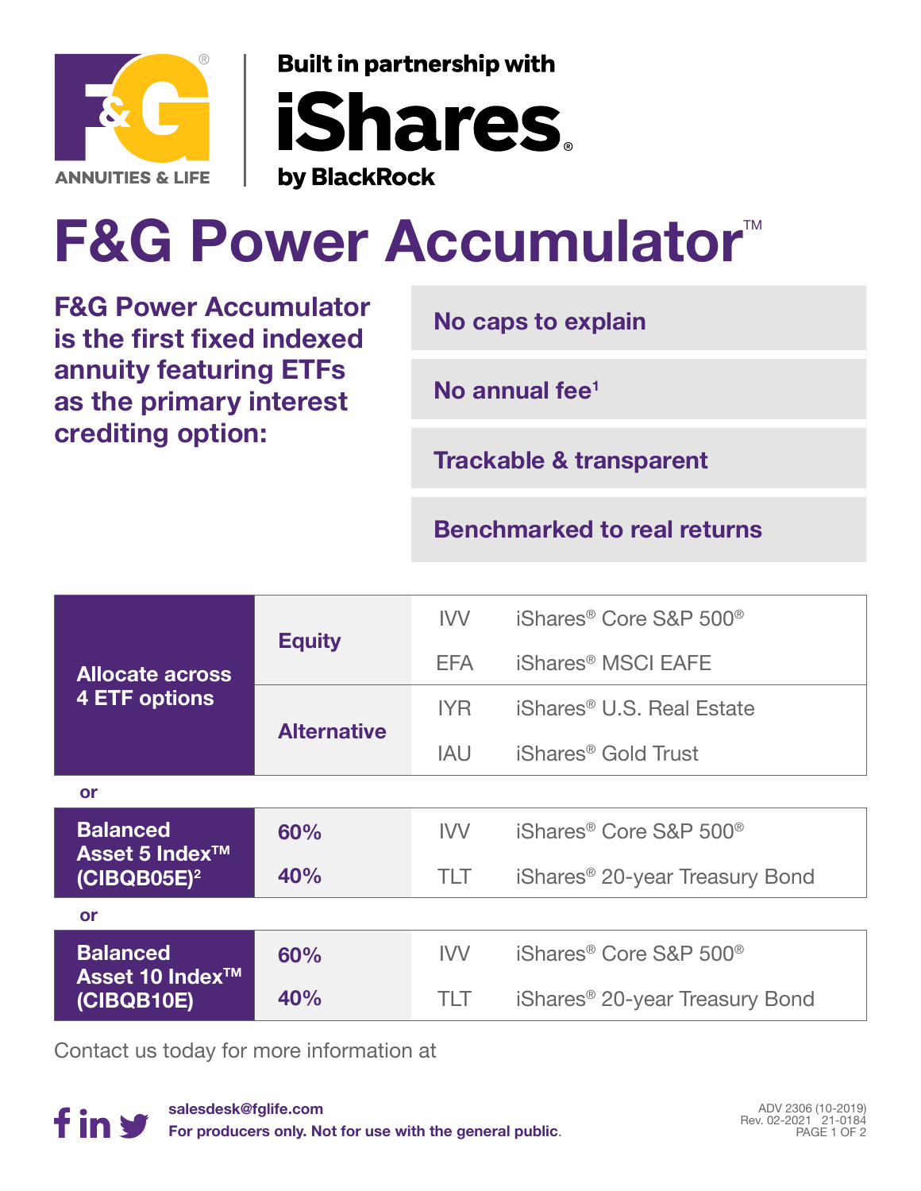F&G ANNUITIES & LIFE

Built in partnership with iShares by BlackRock

# F&G Power Accumulator™

**F&G Power Accumulator is the first fixed indexed annuity featuring ETFs as the primary interest crediting option:**

- **No caps to explain**
- **No annual fee[1]**
- **Trackable & transparent**
- **Benchmarked to real returns**

| | | | |
|---|---|---|---|
| **Allocate across 4 ETF options** | **Equity** | IVV | iShares® Core S&P 500® |
| | | EFA | iShares® MSCI EAFE |
| | **Alternative** | IYR | iShares® U.S. Real Estate |
| | | IAU | iShares® Gold Trust |

**or**

| | | | |
|---|---|---|---|
| **Balanced Asset 5 Index™ (CIBQB05E)[2]** | **60%** | IVV | iShares® Core S&P 500® |
| | **40%** | TLT | iShares® 20-year Treasury Bond |

**or**

| | | | |
|---|---|---|---|
| **Balanced Asset 10 Index™ (CIBQB10E)** | **60%** | IVV | iShares® Core S&P 500® |
| | **40%** | TLT | iShares® 20-year Treasury Bond |

Contact us today for more information at

**salesdesk@fglife.com**

**For producers only. Not for use with the general public.**

ADV 2306 (10-2019)
Rev. 02-2021 21-0184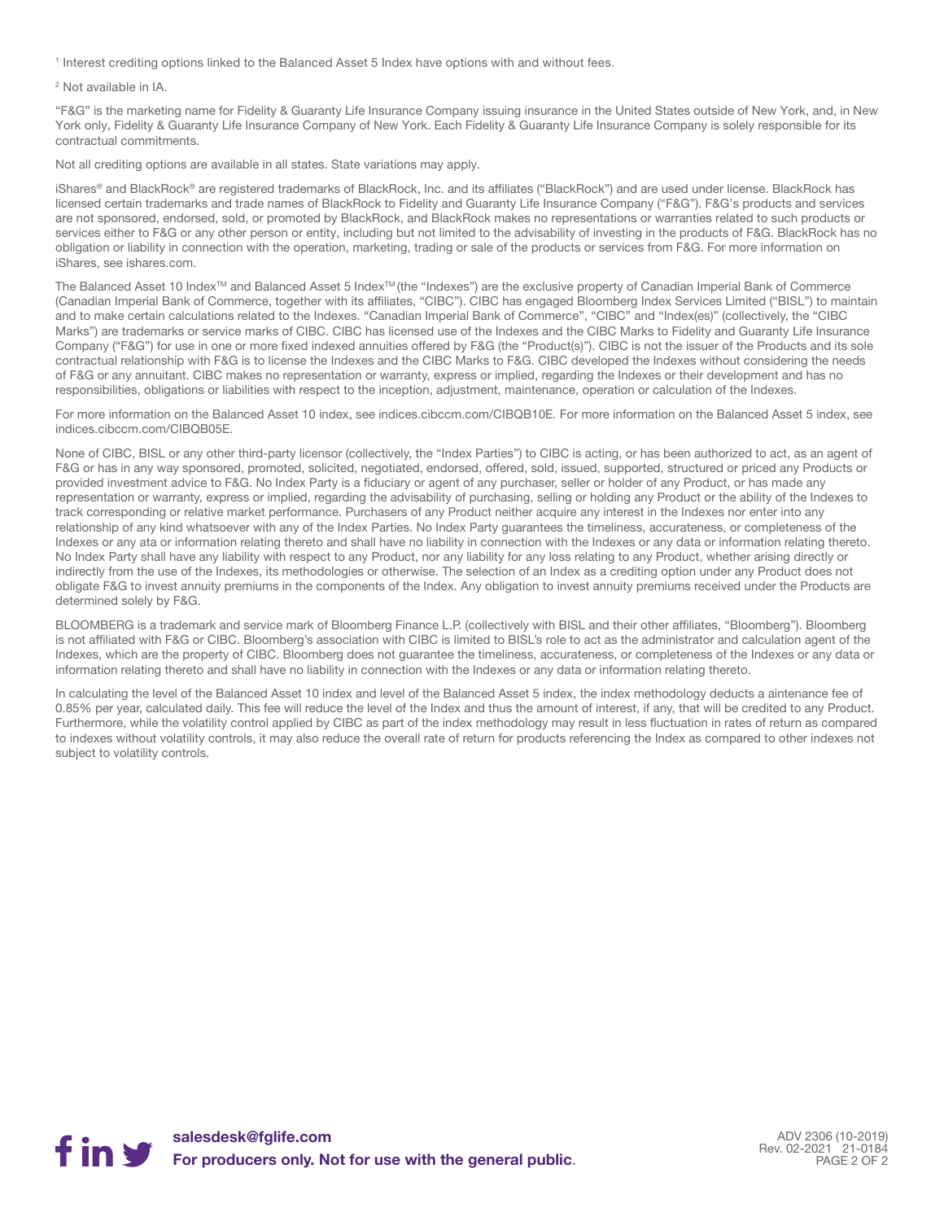[1] Interest crediting options linked to the Balanced Asset 5 Index have options with and without fees.

[2] Not available in IA.

"F&G" is the marketing name for Fidelity & Guaranty Life Insurance Company issuing insurance in the United States outside of New York, and, in New York only, Fidelity & Guaranty Life Insurance Company of New York. Each Fidelity & Guaranty Life Insurance Company is solely responsible for its contractual commitments.

Not all crediting options are available in all states. State variations may apply.

iShares® and BlackRock® are registered trademarks of BlackRock, Inc. and its affiliates ("BlackRock") and are used under license. BlackRock has licensed certain trademarks and trade names of BlackRock to Fidelity and Guaranty Life Insurance Company ("F&G"). F&G's products and services are not sponsored, endorsed, sold, or promoted by BlackRock, and BlackRock makes no representations or warranties related to such products or services either to F&G or any other person or entity, including but not limited to the advisability of investing in the products of F&G. BlackRock has no obligation or liability in connection with the operation, marketing, trading or sale of the products or services from F&G. For more information on iShares, see ishares.com.

The Balanced Asset 10 Index™ and Balanced Asset 5 Index™ (the "Indexes") are the exclusive property of Canadian Imperial Bank of Commerce (Canadian Imperial Bank of Commerce, together with its affiliates, "CIBC"). CIBC has engaged Bloomberg Index Services Limited ("BISL") to maintain and to make certain calculations related to the Indexes. "Canadian Imperial Bank of Commerce", "CIBC" and "Index(es)" (collectively, the "CIBC Marks") are trademarks or service marks of CIBC. CIBC has licensed use of the Indexes and the CIBC Marks to Fidelity and Guaranty Life Insurance Company ("F&G") for use in one or more fixed indexed annuities offered by F&G (the "Product(s)"). CIBC is not the issuer of the Products and its sole contractual relationship with F&G is to license the Indexes and the CIBC Marks to F&G. CIBC developed the Indexes without considering the needs of F&G or any annuitant. CIBC makes no representation or warranty, express or implied, regarding the Indexes or their development and has no responsibilities, obligations or liabilities with respect to the inception, adjustment, maintenance, operation or calculation of the Indexes.

For more information on the Balanced Asset 10 index, see indices.cibccm.com/CIBQB10E. For more information on the Balanced Asset 5 index, see indices.cibccm.com/CIBQB05E.

None of CIBC, BISL or any other third-party licensor (collectively, the "Index Parties") to CIBC is acting, or has been authorized to act, as an agent of F&G or has in any way sponsored, promoted, solicited, negotiated, endorsed, offered, sold, issued, supported, structured or priced any Products or provided investment advice to F&G. No Index Party is a fiduciary or agent of any purchaser, seller or holder of any Product, or has made any representation or warranty, express or implied, regarding the advisability of purchasing, selling or holding any Product or the ability of the Indexes to track corresponding or relative market performance. Purchasers of any Product neither acquire any interest in the Indexes nor enter into any relationship of any kind whatsoever with any of the Index Parties. No Index Party guarantees the timeliness, accurateness, or completeness of the Indexes or any ata or information relating thereto and shall have no liability in connection with the Indexes or any data or information relating thereto. No Index Party shall have any liability with respect to any Product, nor any liability for any loss relating to any Product, whether arising directly or indirectly from the use of the Indexes, its methodologies or otherwise. The selection of an Index as a crediting option under any Product does not obligate F&G to invest annuity premiums in the components of the Index. Any obligation to invest annuity premiums received under the Products are determined solely by F&G.

BLOOMBERG is a trademark and service mark of Bloomberg Finance L.P. (collectively with BISL and their other affiliates, "Bloomberg"). Bloomberg is not affiliated with F&G or CIBC. Bloomberg's association with CIBC is limited to BISL's role to act as the administrator and calculation agent of the Indexes, which are the property of CIBC. Bloomberg does not guarantee the timeliness, accurateness, or completeness of the Indexes or any data or information relating thereto and shall have no liability in connection with the Indexes or any data or information relating thereto.

In calculating the level of the Balanced Asset 10 index and level of the Balanced Asset 5 index, the index methodology deducts a aintenance fee of 0.85% per year, calculated daily. This fee will reduce the level of the Index and thus the amount of interest, if any, that will be credited to any Product. Furthermore, while the volatility control applied by CIBC as part of the index methodology may result in less fluctuation in rates of return as compared to indexes without volatility controls, it may also reduce the overall rate of return for products referencing the Index as compared to other indexes not subject to volatility controls.

**salesdesk@fglife.com**

**For producers only. Not for use with the general public.**

ADV 2306 (10-2019)
Rev. 02-2021 21-0184